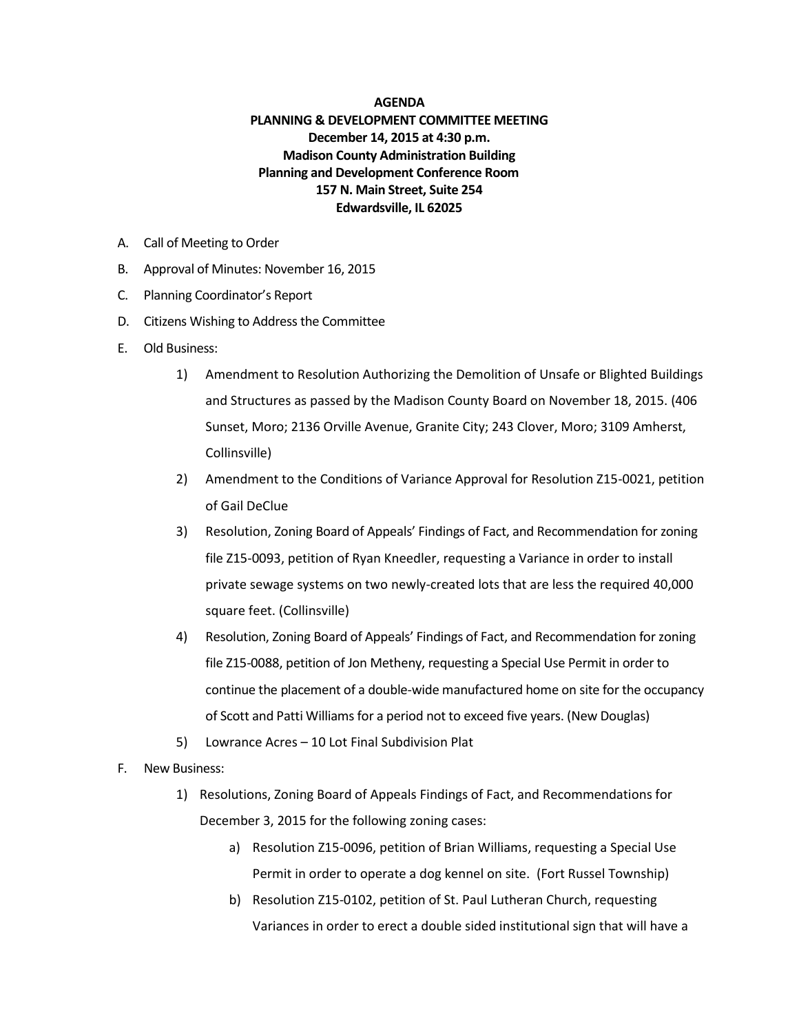**AGENDA**
**PLANNING & DEVELOPMENT COMMITTEE MEETING**
**December 14, 2015 at 4:30 p.m.**
**Madison County Administration Building**
**Planning and Development Conference Room**
**157 N. Main Street, Suite 254**
**Edwardsville, IL 62025**

A. Call of Meeting to Order

B. Approval of Minutes: November 16, 2015

C. Planning Coordinator's Report

D. Citizens Wishing to Address the Committee

E. Old Business:

   1) Amendment to Resolution Authorizing the Demolition of Unsafe or Blighted Buildings and Structures as passed by the Madison County Board on November 18, 2015. (406 Sunset, Moro; 2136 Orville Avenue, Granite City; 243 Clover, Moro; 3109 Amherst, Collinsville)

   2) Amendment to the Conditions of Variance Approval for Resolution Z15-0021, petition of Gail DeClue

   3) Resolution, Zoning Board of Appeals' Findings of Fact, and Recommendation for zoning file Z15-0093, petition of Ryan Kneedler, requesting a Variance in order to install private sewage systems on two newly-created lots that are less the required 40,000 square feet. (Collinsville)

   4) Resolution, Zoning Board of Appeals' Findings of Fact, and Recommendation for zoning file Z15-0088, petition of Jon Metheny, requesting a Special Use Permit in order to continue the placement of a double-wide manufactured home on site for the occupancy of Scott and Patti Williams for a period not to exceed five years. (New Douglas)

   5) Lowrance Acres – 10 Lot Final Subdivision Plat

F. New Business:

   1) Resolutions, Zoning Board of Appeals Findings of Fact, and Recommendations for December 3, 2015 for the following zoning cases:

      a) Resolution Z15-0096, petition of Brian Williams, requesting a Special Use Permit in order to operate a dog kennel on site. (Fort Russel Township)

      b) Resolution Z15-0102, petition of St. Paul Lutheran Church, requesting Variances in order to erect a double sided institutional sign that will have a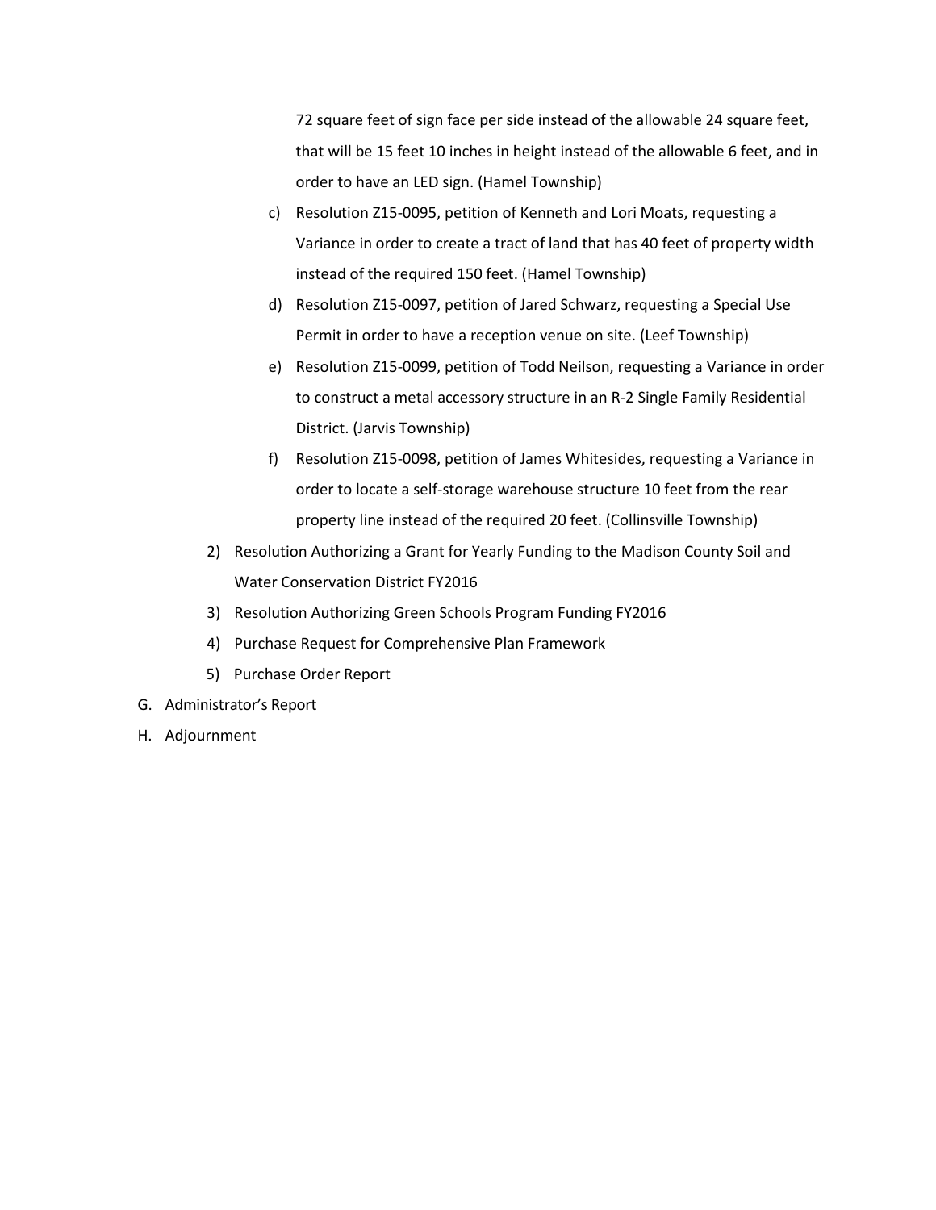72 square feet of sign face per side instead of the allowable 24 square feet, that will be 15 feet 10 inches in height instead of the allowable 6 feet, and in order to have an LED sign. (Hamel Township)

   c) Resolution Z15-0095, petition of Kenneth and Lori Moats, requesting a Variance in order to create a tract of land that has 40 feet of property width instead of the required 150 feet. (Hamel Township)
   d) Resolution Z15-0097, petition of Jared Schwarz, requesting a Special Use Permit in order to have a reception venue on site. (Leef Township)
   e) Resolution Z15-0099, petition of Todd Neilson, requesting a Variance in order to construct a metal accessory structure in an R-2 Single Family Residential District. (Jarvis Township)
   f) Resolution Z15-0098, petition of James Whitesides, requesting a Variance in order to locate a self-storage warehouse structure 10 feet from the rear property line instead of the required 20 feet. (Collinsville Township)

2) Resolution Authorizing a Grant for Yearly Funding to the Madison County Soil and Water Conservation District FY2016
3) Resolution Authorizing Green Schools Program Funding FY2016
4) Purchase Request for Comprehensive Plan Framework
5) Purchase Order Report

G. Administrator's Report

H. Adjournment